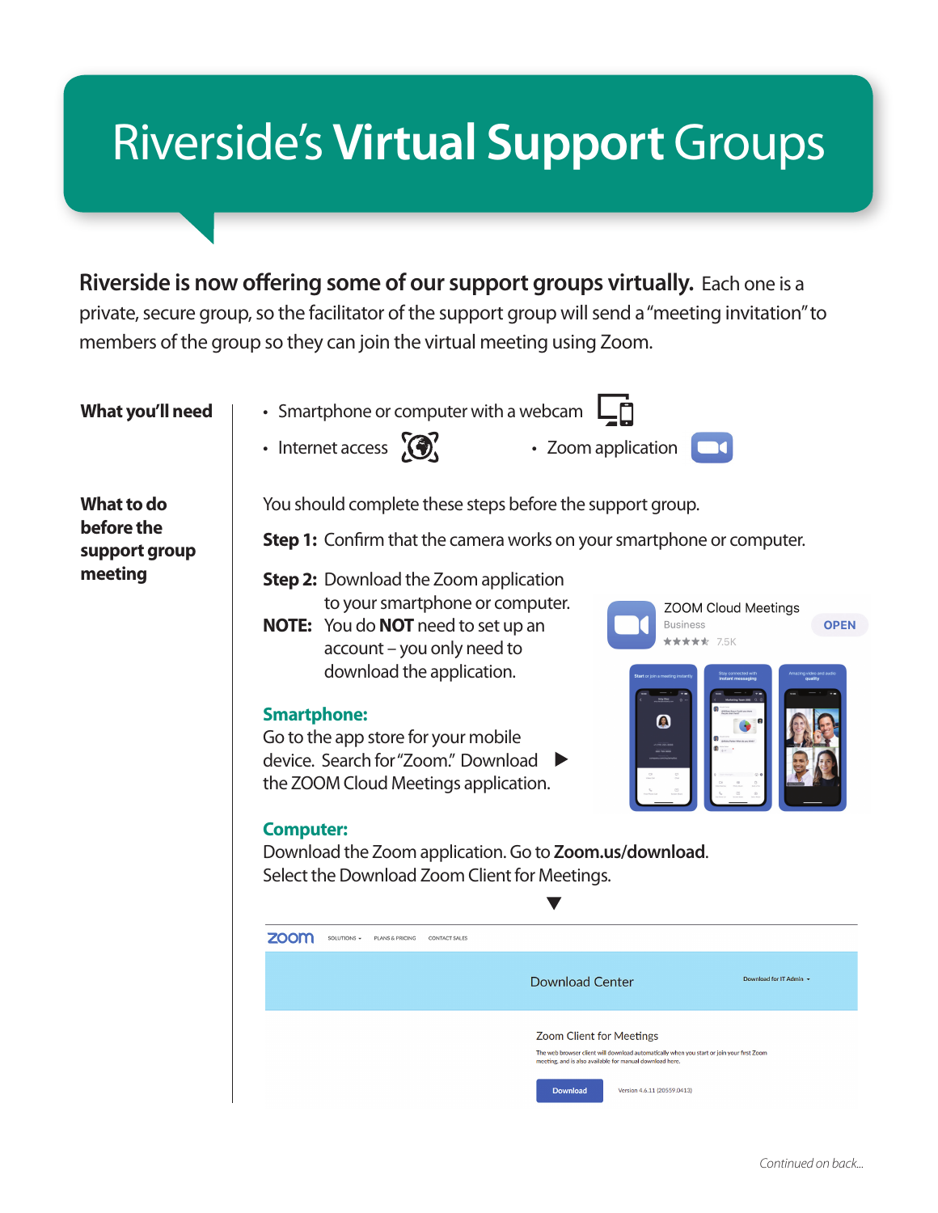# Riverside's **Virtual Support** Groups

**Riverside is now offering some of our support groups virtually.** Each one is a private, secure group, so the facilitator of the support group will send a "meeting invitation" to members of the group so they can join the virtual meeting using Zoom.

**What you'll need**

- Smartphone or computer with a webcam
- Internet access
- Zoom application

**What to do before the support group meeting**

You should complete these steps before the support group.

**Step 1:** Confirm that the camera works on your smartphone or computer.

**Step 2:** Download the Zoom application to your smartphone or computer.

**NOTE:** You do **NOT** need to set up an account – you only need to download the application.

### Smartphone:

Go to the app store for your mobile device. Search for "Zoom." Download the ZOOM Cloud Meetings application.

### Computer:

Download the Zoom application. Go to **Zoom.us/download**. Select the Download Zoom Client for Meetings.

*Continued on back...*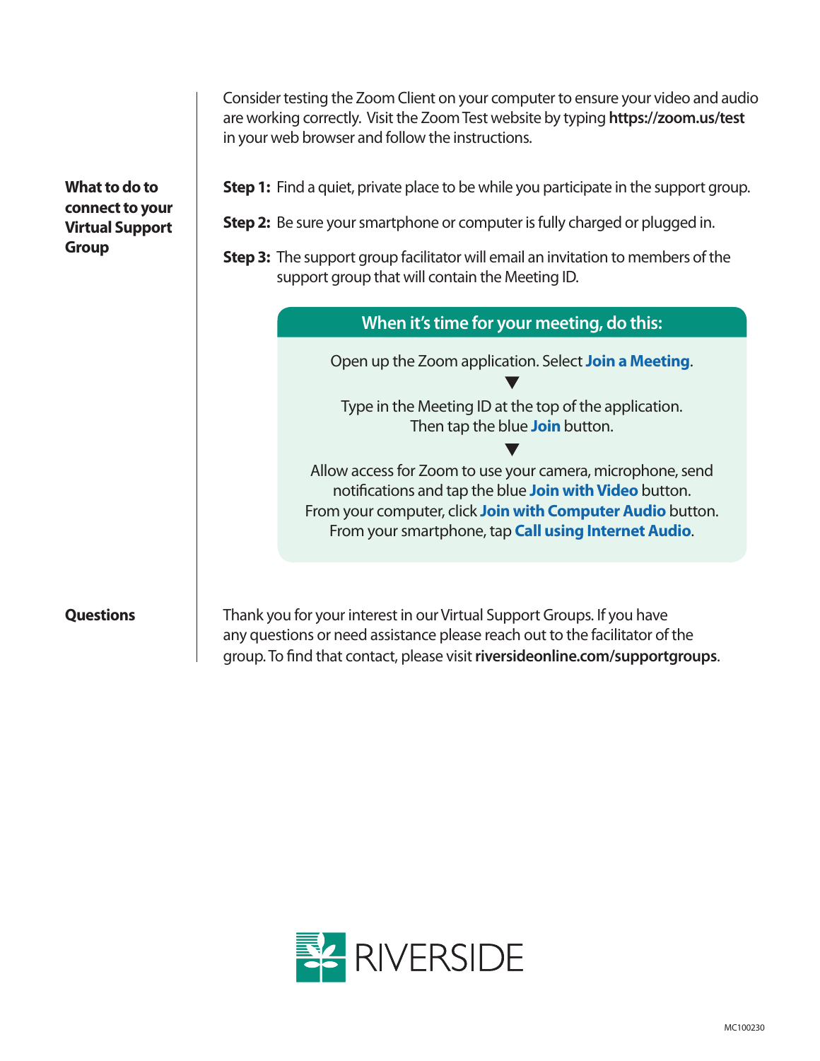Consider testing the Zoom Client on your computer to ensure your video and audio are working correctly. Visit the Zoom Test website by typing **https://zoom.us/test** in your web browser and follow the instructions.

## What to do to connect to your Virtual Support Group

**Step 1:** Find a quiet, private place to be while you participate in the support group.

**Step 2:** Be sure your smartphone or computer is fully charged or plugged in.

**Step 3:** The support group facilitator will email an invitation to members of the support group that will contain the Meeting ID.

### When it's time for your meeting, do this:

Open up the Zoom application. Select **Join a Meeting**.

▼

Type in the Meeting ID at the top of the application.
Then tap the blue **Join** button.

▼

Allow access for Zoom to use your camera, microphone, send notifications and tap the blue **Join with Video** button.
From your computer, click **Join with Computer Audio** button.
From your smartphone, tap **Call using Internet Audio**.

## Questions

Thank you for your interest in our Virtual Support Groups. If you have any questions or need assistance please reach out to the facilitator of the group. To find that contact, please visit **riversideonline.com/supportgroups**.

RIVERSIDE

MC100230